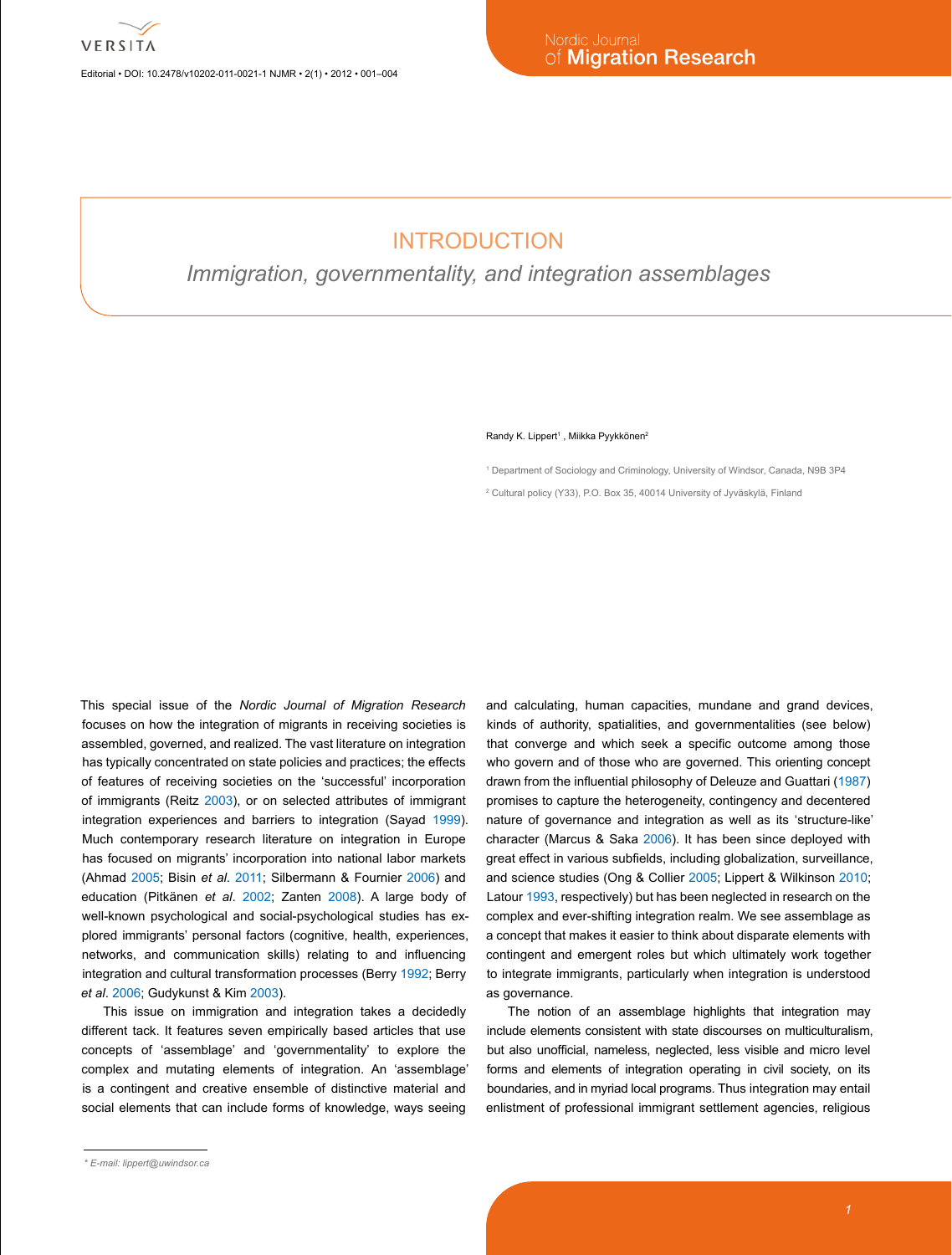# INTRODUCTION

## *Immigration, governmentality, and integration assemblages*

Randy K. Lippert[1] , Miikka Pyykkönen[2]

[1] Department of Sociology and Criminology, University of Windsor, Canada, N9B 3P4

[2] Cultural policy (Y33), P.O. Box 35, 40014 University of Jyväskylä, Finland

This special issue of the *Nordic Journal of Migration Research* focuses on how the integration of migrants in receiving societies is assembled, governed, and realized. The vast literature on integration has typically concentrated on state policies and practices; the effects of features of receiving societies on the 'successful' incorporation of immigrants (Reitz 2003), or on selected attributes of immigrant integration experiences and barriers to integration (Sayad 1999). Much contemporary research literature on integration in Europe has focused on migrants' incorporation into national labor markets (Ahmad 2005; Bisin *et al*. 2011; Silbermann & Fournier 2006) and education (Pitkänen *et al*. 2002; Zanten 2008). A large body of well-known psychological and social-psychological studies has explored immigrants' personal factors (cognitive, health, experiences, networks, and communication skills) relating to and influencing integration and cultural transformation processes (Berry 1992; Berry *et al*. 2006; Gudykunst & Kim 2003).

This issue on immigration and integration takes a decidedly different tack. It features seven empirically based articles that use concepts of 'assemblage' and 'governmentality' to explore the complex and mutating elements of integration. An 'assemblage' is a contingent and creative ensemble of distinctive material and social elements that can include forms of knowledge, ways seeing and calculating, human capacities, mundane and grand devices, kinds of authority, spatialities, and governmentalities (see below) that converge and which seek a specific outcome among those who govern and of those who are governed. This orienting concept drawn from the influential philosophy of Deleuze and Guattari (1987) promises to capture the heterogeneity, contingency and decentered nature of governance and integration as well as its 'structure-like' character (Marcus & Saka 2006). It has been since deployed with great effect in various subfields, including globalization, surveillance, and science studies (Ong & Collier 2005; Lippert & Wilkinson 2010; Latour 1993, respectively) but has been neglected in research on the complex and ever-shifting integration realm. We see assemblage as a concept that makes it easier to think about disparate elements with contingent and emergent roles but which ultimately work together to integrate immigrants, particularly when integration is understood as governance.

The notion of an assemblage highlights that integration may include elements consistent with state discourses on multiculturalism, but also unofficial, nameless, neglected, less visible and micro level forms and elements of integration operating in civil society, on its boundaries, and in myriad local programs. Thus integration may entail enlistment of professional immigrant settlement agencies, religious

* E-mail: lippert@uwindsor.ca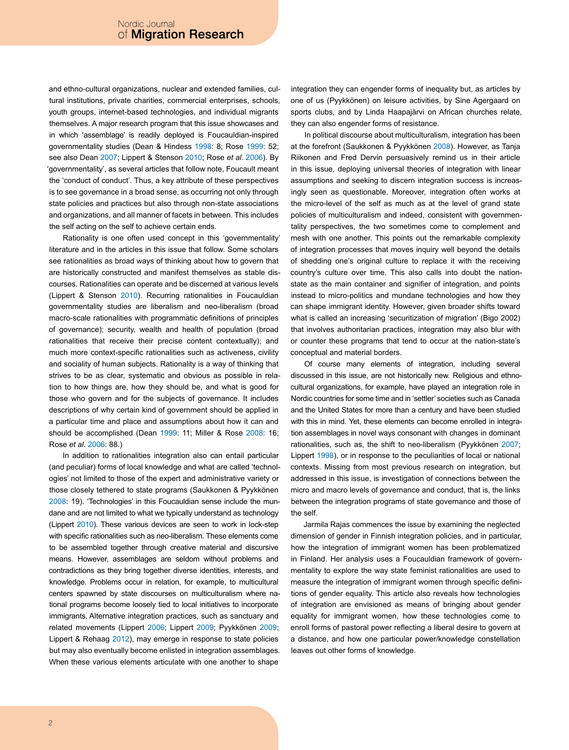and ethno-cultural organizations, nuclear and extended families, cultural institutions, private charities, commercial enterprises, schools, youth groups, internet-based technologies, and individual migrants themselves. A major research program that this issue showcases and in which 'assemblage' is readily deployed is Foucauldian-inspired governmentality studies (Dean & Hindess 1998: 8; Rose 1999: 52; see also Dean 2007; Lippert & Stenson 2010; Rose *et al*. 2006). By 'governmentality', as several articles that follow note, Foucault meant the 'conduct of conduct'. Thus, a key attribute of these perspectives is to see governance in a broad sense, as occurring not only through state policies and practices but also through non-state associations and organizations, and all manner of facets in between. This includes the self acting on the self to achieve certain ends.

Rationality is one often used concept in this 'governmentality' literature and in the articles in this issue that follow. Some scholars see rationalities as broad ways of thinking about how to govern that are historically constructed and manifest themselves as stable discourses. Rationalities can operate and be discerned at various levels (Lippert & Stenson 2010). Recurring rationalities in Foucauldian governmentality studies are liberalism and neo-liberalism (broad macro-scale rationalities with programmatic definitions of principles of governance); security, wealth and health of population (broad rationalities that receive their precise content contextually); and much more context-specific rationalities such as activeness, civility and sociality of human subjects. Rationality is a way of thinking that strives to be as clear, systematic and obvious as possible in relation to how things are, how they should be, and what is good for those who govern and for the subjects of governance. It includes descriptions of why certain kind of government should be applied in a particular time and place and assumptions about how it can and should be accomplished (Dean 1999: 11; Miller & Rose 2008: 16; Rose *et al*. 2006: 88.)

In addition to rationalities integration also can entail particular (and peculiar) forms of local knowledge and what are called 'technologies' not limited to those of the expert and administrative variety or those closely tethered to state programs (Saukkonen & Pyykkönen 2008: 19). 'Technologies' in this Foucauldian sense include the mundane and are not limited to what we typically understand as technology (Lippert 2010). These various devices are seen to work in lock-step with specific rationalities such as neo-liberalism. These elements come to be assembled together through creative material and discursive means. However, assemblages are seldom without problems and contradictions as they bring together diverse identities, interests, and knowledge. Problems occur in relation, for example, to multicultural centers spawned by state discourses on multiculturalism where national programs become loosely tied to local initiatives to incorporate immigrants. Alternative integration practices, such as sanctuary and related movements (Lippert 2006; Lippert 2009; Pyykkönen 2009; Lippert & Rehaag 2012), may emerge in response to state policies but may also eventually become enlisted in integration assemblages. When these various elements articulate with one another to shape integration they can engender forms of inequality but, as articles by one of us (Pyykkönen) on leisure activities, by Sine Agergaard on sports clubs, and by Linda Haapajärvi on African churches relate, they can also engender forms of resistance.

In political discourse about multiculturalism, integration has been at the forefront (Saukkonen & Pyykkönen 2008). However, as Tanja Riikonen and Fred Dervin persuasively remind us in their article in this issue, deploying universal theories of integration with linear assumptions and seeking to discern integration success is increasingly seen as questionable. Moreover, integration often works at the micro-level of the self as much as at the level of grand state policies of multiculturalism and indeed, consistent with governmentality perspectives, the two sometimes come to complement and mesh with one another. This points out the remarkable complexity of integration processes that moves inquiry well beyond the details of shedding one's original culture to replace it with the receiving country's culture over time. This also calls into doubt the nation-state as the main container and signifier of integration, and points instead to micro-politics and mundane technologies and how they can shape immigrant identity. However, given broader shifts toward what is called an increasing 'securitization of migration' (Bigo 2002) that involves authoritarian practices, integration may also blur with or counter these programs that tend to occur at the nation-state's conceptual and material borders.

Of course many elements of integration, including several discussed in this issue, are not historically new. Religious and ethno-cultural organizations, for example, have played an integration role in Nordic countries for some time and in 'settler' societies such as Canada and the United States for more than a century and have been studied with this in mind. Yet, these elements can become enrolled in integration assemblages in novel ways consonant with changes in dominant rationalities, such as, the shift to neo-liberalism (Pyykkönen 2007; Lippert 1998), or in response to the peculiarities of local or national contexts. Missing from most previous research on integration, but addressed in this issue, is investigation of connections between the micro and macro levels of governance and conduct, that is, the links between the integration programs of state governance and those of the self.

Jarmila Rajas commences the issue by examining the neglected dimension of gender in Finnish integration policies, and in particular, how the integration of immigrant women has been problematized in Finland. Her analysis uses a Foucauldian framework of governmentality to explore the way state feminist rationalities are used to measure the integration of immigrant women through specific definitions of gender equality. This article also reveals how technologies of integration are envisioned as means of bringing about gender equality for immigrant women, how these technologies come to enroll forms of pastoral power reflecting a liberal desire to govern at a distance, and how one particular power/knowledge constellation leaves out other forms of knowledge.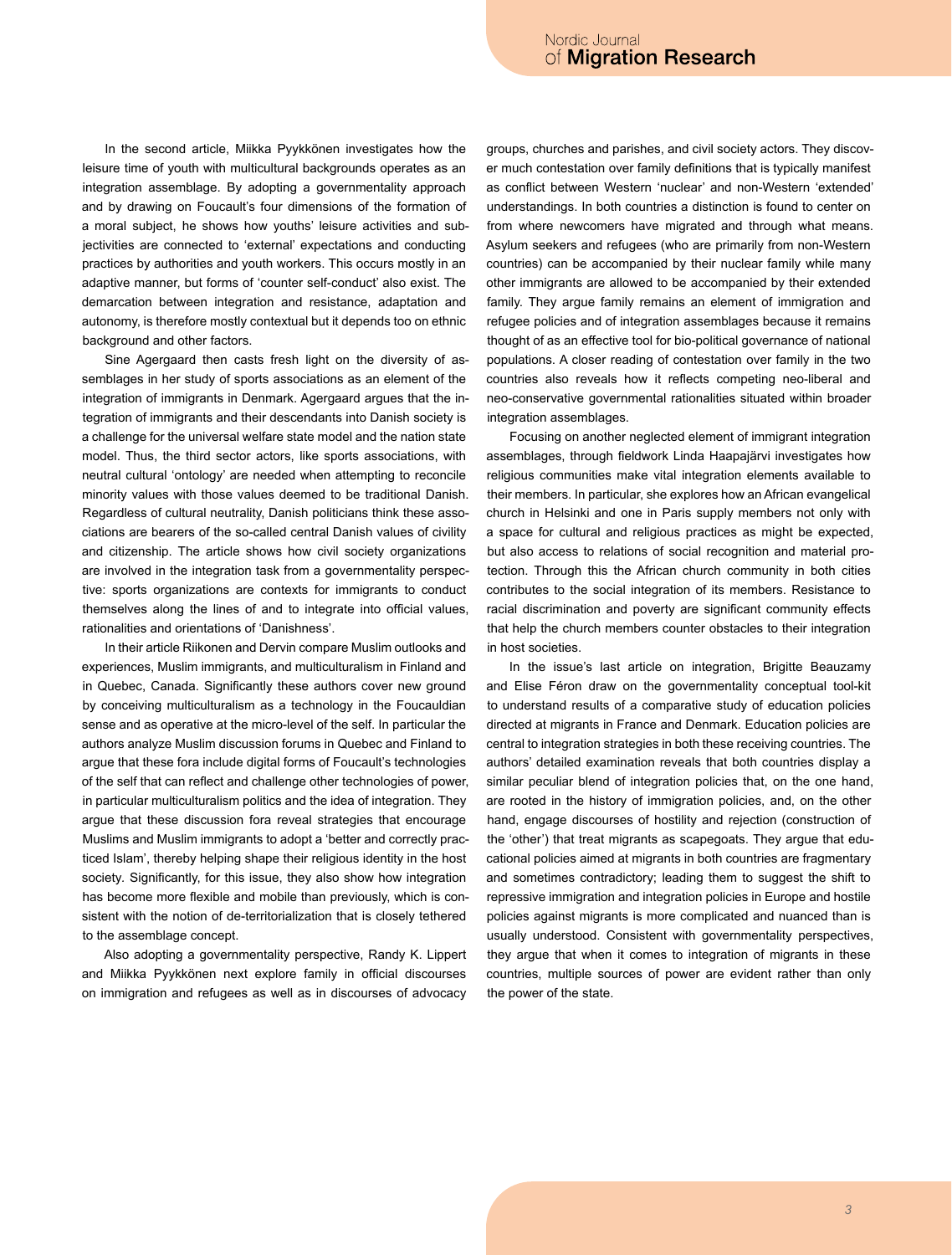In the second article, Miikka Pyykkönen investigates how the leisure time of youth with multicultural backgrounds operates as an integration assemblage. By adopting a governmentality approach and by drawing on Foucault's four dimensions of the formation of a moral subject, he shows how youths' leisure activities and subjectivities are connected to 'external' expectations and conducting practices by authorities and youth workers. This occurs mostly in an adaptive manner, but forms of 'counter self-conduct' also exist. The demarcation between integration and resistance, adaptation and autonomy, is therefore mostly contextual but it depends too on ethnic background and other factors.

Sine Agergaard then casts fresh light on the diversity of assemblages in her study of sports associations as an element of the integration of immigrants in Denmark. Agergaard argues that the integration of immigrants and their descendants into Danish society is a challenge for the universal welfare state model and the nation state model. Thus, the third sector actors, like sports associations, with neutral cultural 'ontology' are needed when attempting to reconcile minority values with those values deemed to be traditional Danish. Regardless of cultural neutrality, Danish politicians think these associations are bearers of the so-called central Danish values of civility and citizenship. The article shows how civil society organizations are involved in the integration task from a governmentality perspective: sports organizations are contexts for immigrants to conduct themselves along the lines of and to integrate into official values, rationalities and orientations of 'Danishness'.

In their article Riikonen and Dervin compare Muslim outlooks and experiences, Muslim immigrants, and multiculturalism in Finland and in Quebec, Canada. Significantly these authors cover new ground by conceiving multiculturalism as a technology in the Foucauldian sense and as operative at the micro-level of the self. In particular the authors analyze Muslim discussion forums in Quebec and Finland to argue that these fora include digital forms of Foucault's technologies of the self that can reflect and challenge other technologies of power, in particular multiculturalism politics and the idea of integration. They argue that these discussion fora reveal strategies that encourage Muslims and Muslim immigrants to adopt a 'better and correctly practiced Islam', thereby helping shape their religious identity in the host society. Significantly, for this issue, they also show how integration has become more flexible and mobile than previously, which is consistent with the notion of de-territorialization that is closely tethered to the assemblage concept.

Also adopting a governmentality perspective, Randy K. Lippert and Miikka Pyykkönen next explore family in official discourses on immigration and refugees as well as in discourses of advocacy groups, churches and parishes, and civil society actors. They discover much contestation over family definitions that is typically manifest as conflict between Western 'nuclear' and non-Western 'extended' understandings. In both countries a distinction is found to center on from where newcomers have migrated and through what means. Asylum seekers and refugees (who are primarily from non-Western countries) can be accompanied by their nuclear family while many other immigrants are allowed to be accompanied by their extended family. They argue family remains an element of immigration and refugee policies and of integration assemblages because it remains thought of as an effective tool for bio-political governance of national populations. A closer reading of contestation over family in the two countries also reveals how it reflects competing neo-liberal and neo-conservative governmental rationalities situated within broader integration assemblages.

Focusing on another neglected element of immigrant integration assemblages, through fieldwork Linda Haapajärvi investigates how religious communities make vital integration elements available to their members. In particular, she explores how an African evangelical church in Helsinki and one in Paris supply members not only with a space for cultural and religious practices as might be expected, but also access to relations of social recognition and material protection. Through this the African church community in both cities contributes to the social integration of its members. Resistance to racial discrimination and poverty are significant community effects that help the church members counter obstacles to their integration in host societies.

In the issue's last article on integration, Brigitte Beauzamy and Elise Féron draw on the governmentality conceptual tool-kit to understand results of a comparative study of education policies directed at migrants in France and Denmark. Education policies are central to integration strategies in both these receiving countries. The authors' detailed examination reveals that both countries display a similar peculiar blend of integration policies that, on the one hand, are rooted in the history of immigration policies, and, on the other hand, engage discourses of hostility and rejection (construction of the 'other') that treat migrants as scapegoats. They argue that educational policies aimed at migrants in both countries are fragmentary and sometimes contradictory; leading them to suggest the shift to repressive immigration and integration policies in Europe and hostile policies against migrants is more complicated and nuanced than is usually understood. Consistent with governmentality perspectives, they argue that when it comes to integration of migrants in these countries, multiple sources of power are evident rather than only the power of the state.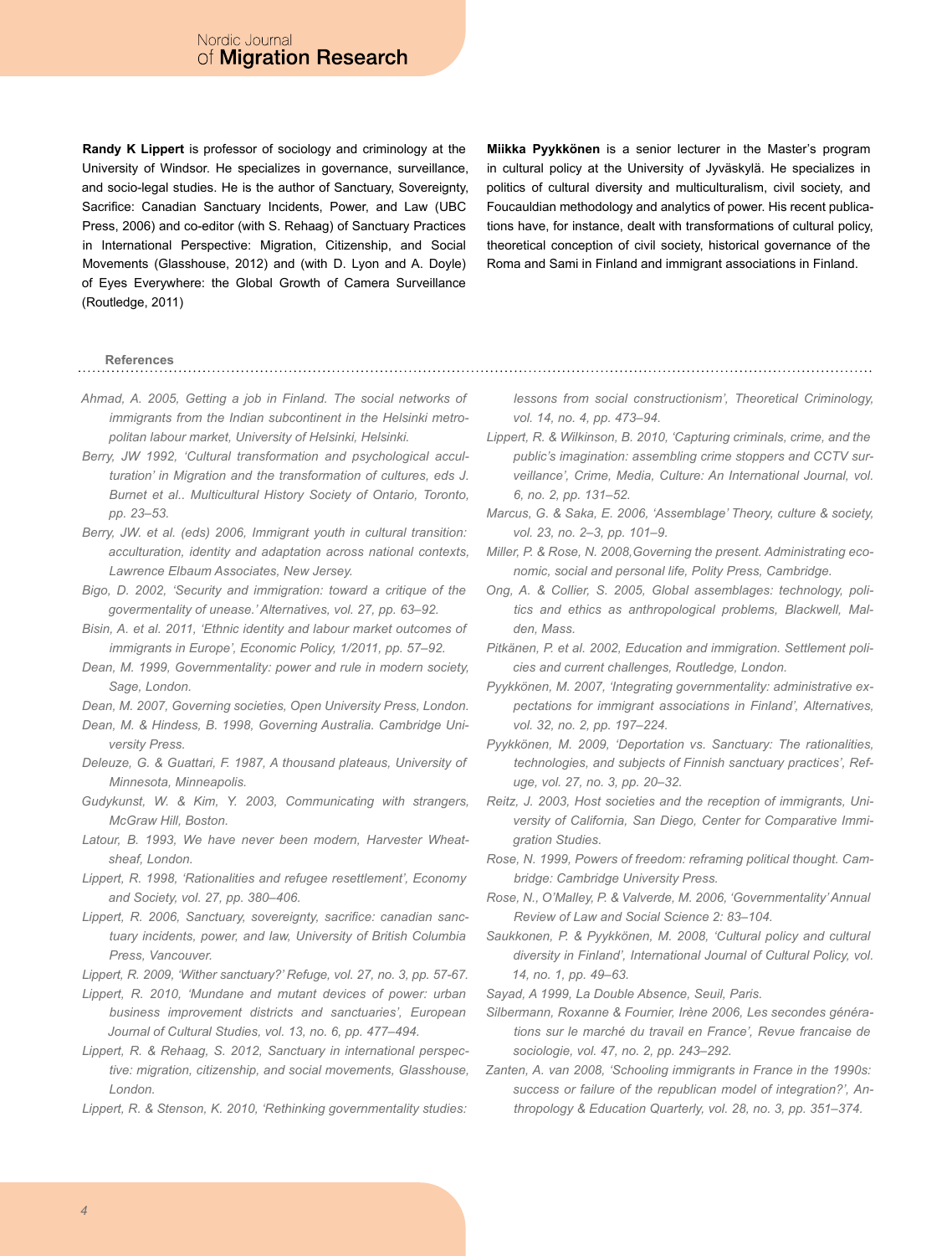**Randy K Lippert** is professor of sociology and criminology at the University of Windsor. He specializes in governance, surveillance, and socio-legal studies. He is the author of Sanctuary, Sovereignty, Sacrifice: Canadian Sanctuary Incidents, Power, and Law (UBC Press, 2006) and co-editor (with S. Rehaag) of Sanctuary Practices in International Perspective: Migration, Citizenship, and Social Movements (Glasshouse, 2012) and (with D. Lyon and A. Doyle) of Eyes Everywhere: the Global Growth of Camera Surveillance (Routledge, 2011)

**Miikka Pyykkönen** is a senior lecturer in the Master's program in cultural policy at the University of Jyväskylä. He specializes in politics of cultural diversity and multiculturalism, civil society, and Foucauldian methodology and analytics of power. His recent publications have, for instance, dealt with transformations of cultural policy, theoretical conception of civil society, historical governance of the Roma and Sami in Finland and immigrant associations in Finland.

## References

*Ahmad, A. 2005, Getting a job in Finland. The social networks of immigrants from the Indian subcontinent in the Helsinki metropolitan labour market, University of Helsinki, Helsinki.*

*Berry, JW 1992, 'Cultural transformation and psychological acculturation' in Migration and the transformation of cultures, eds J. Burnet et al.. Multicultural History Society of Ontario, Toronto, pp. 23–53.*

*Berry, JW. et al. (eds) 2006, Immigrant youth in cultural transition: acculturation, identity and adaptation across national contexts, Lawrence Elbaum Associates, New Jersey.*

*Bigo, D. 2002, 'Security and immigration: toward a critique of the govermentality of unease.' Alternatives, vol. 27, pp. 63–92.*

*Bisin, A. et al. 2011, 'Ethnic identity and labour market outcomes of immigrants in Europe', Economic Policy, 1/2011, pp. 57–92.*

*Dean, M. 1999, Governmentality: power and rule in modern society, Sage, London.*

*Dean, M. 2007, Governing societies, Open University Press, London.*

*Dean, M. & Hindess, B. 1998, Governing Australia. Cambridge University Press.*

*Deleuze, G. & Guattari, F. 1987, A thousand plateaus, University of Minnesota, Minneapolis.*

*Gudykunst, W. & Kim, Y. 2003, Communicating with strangers, McGraw Hill, Boston.*

*Latour, B. 1993, We have never been modern, Harvester Wheatsheaf, London.*

*Lippert, R. 1998, 'Rationalities and refugee resettlement', Economy and Society, vol. 27, pp. 380–406.*

*Lippert, R. 2006, Sanctuary, sovereignty, sacrifice: canadian sanctuary incidents, power, and law, University of British Columbia Press, Vancouver.*

*Lippert, R. 2009, 'Wither sanctuary?' Refuge, vol. 27, no. 3, pp. 57-67.*

*Lippert, R. 2010, 'Mundane and mutant devices of power: urban business improvement districts and sanctuaries', European Journal of Cultural Studies, vol. 13, no. 6, pp. 477–494.*

*Lippert, R. & Rehaag, S. 2012, Sanctuary in international perspective: migration, citizenship, and social movements, Glasshouse, London.*

*Lippert, R. & Stenson, K. 2010, 'Rethinking governmentality studies: lessons from social constructionism', Theoretical Criminology, vol. 14, no. 4, pp. 473–94.*

*Lippert, R. & Wilkinson, B. 2010, 'Capturing criminals, crime, and the public's imagination: assembling crime stoppers and CCTV surveillance', Crime, Media, Culture: An International Journal, vol. 6, no. 2, pp. 131–52.*

*Marcus, G. & Saka, E. 2006, 'Assemblage' Theory, culture & society, vol. 23, no. 2–3, pp. 101–9.*

*Miller, P. & Rose, N. 2008,Governing the present. Administrating economic, social and personal life, Polity Press, Cambridge.*

*Ong, A. & Collier, S. 2005, Global assemblages: technology, politics and ethics as anthropological problems, Blackwell, Malden, Mass.*

*Pitkänen, P. et al. 2002, Education and immigration. Settlement policies and current challenges, Routledge, London.*

*Pyykkönen, M. 2007, 'Integrating governmentality: administrative expectations for immigrant associations in Finland', Alternatives, vol. 32, no. 2, pp. 197–224.*

*Pyykkönen, M. 2009, 'Deportation vs. Sanctuary: The rationalities, technologies, and subjects of Finnish sanctuary practices', Refuge, vol. 27, no. 3, pp. 20–32.*

*Reitz, J. 2003, Host societies and the reception of immigrants, University of California, San Diego, Center for Comparative Immigration Studies.*

*Rose, N. 1999, Powers of freedom: reframing political thought. Cambridge: Cambridge University Press.*

*Rose, N., O'Malley, P. & Valverde, M. 2006, 'Governmentality' Annual Review of Law and Social Science 2: 83–104.*

*Saukkonen, P. & Pyykkönen, M. 2008, 'Cultural policy and cultural diversity in Finland', International Journal of Cultural Policy, vol. 14, no. 1, pp. 49–63.*

*Sayad, A 1999, La Double Absence, Seuil, Paris.*

*Silbermann, Roxanne & Fournier, Irène 2006, Les secondes générations sur le marché du travail en France', Revue francaise de sociologie, vol. 47, no. 2, pp. 243–292.*

*Zanten, A. van 2008, 'Schooling immigrants in France in the 1990s: success or failure of the republican model of integration?', Anthropology & Education Quarterly, vol. 28, no. 3, pp. 351–374.*